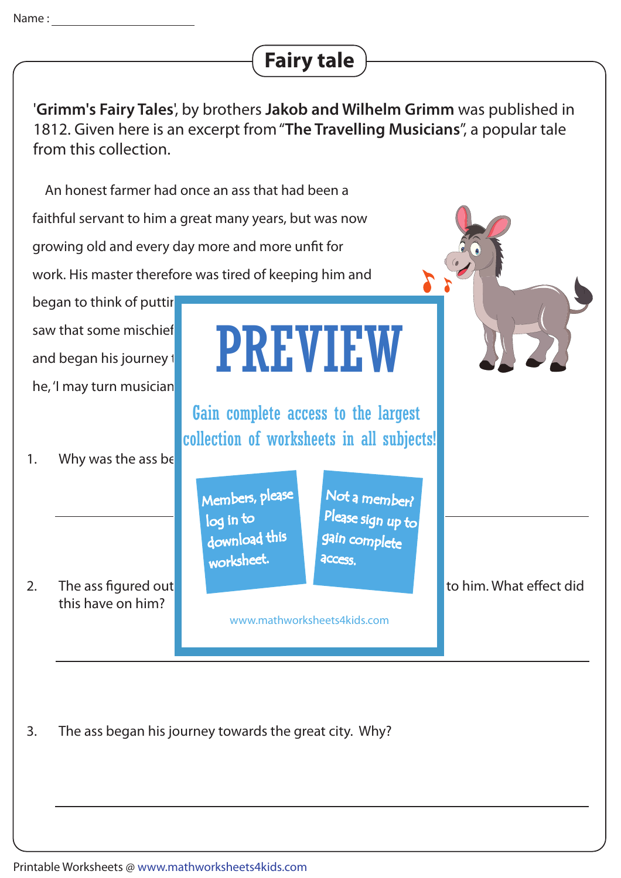Name : ______________________

# Fairy tale

'**Grimm's Fairy Tales**', by brothers **Jakob and Wilhelm Grimm** was published in 1812. Given here is an excerpt from "**The Travelling Musicians**", a popular tale from this collection.

An honest farmer had once an ass that had been a faithful servant to him a great many years, but was now growing old and every day more and more unfit for work. His master therefore was tired of keeping him and began to think of puttir

saw that some mischief

and began his journey t

he, 'I may turn musician

PREVIEW

Gain complete access to the largest collection of worksheets in all subjects!

Members, please log in to download this worksheet.

Not a member? Please sign up to gain complete access.

www.mathworksheets4kids.com

1. Why was the ass be

______________________________________________

2. The ass figured out ... to him. What effect did this have on him?

______________________________________________

3. The ass began his journey towards the great city. Why?

______________________________________________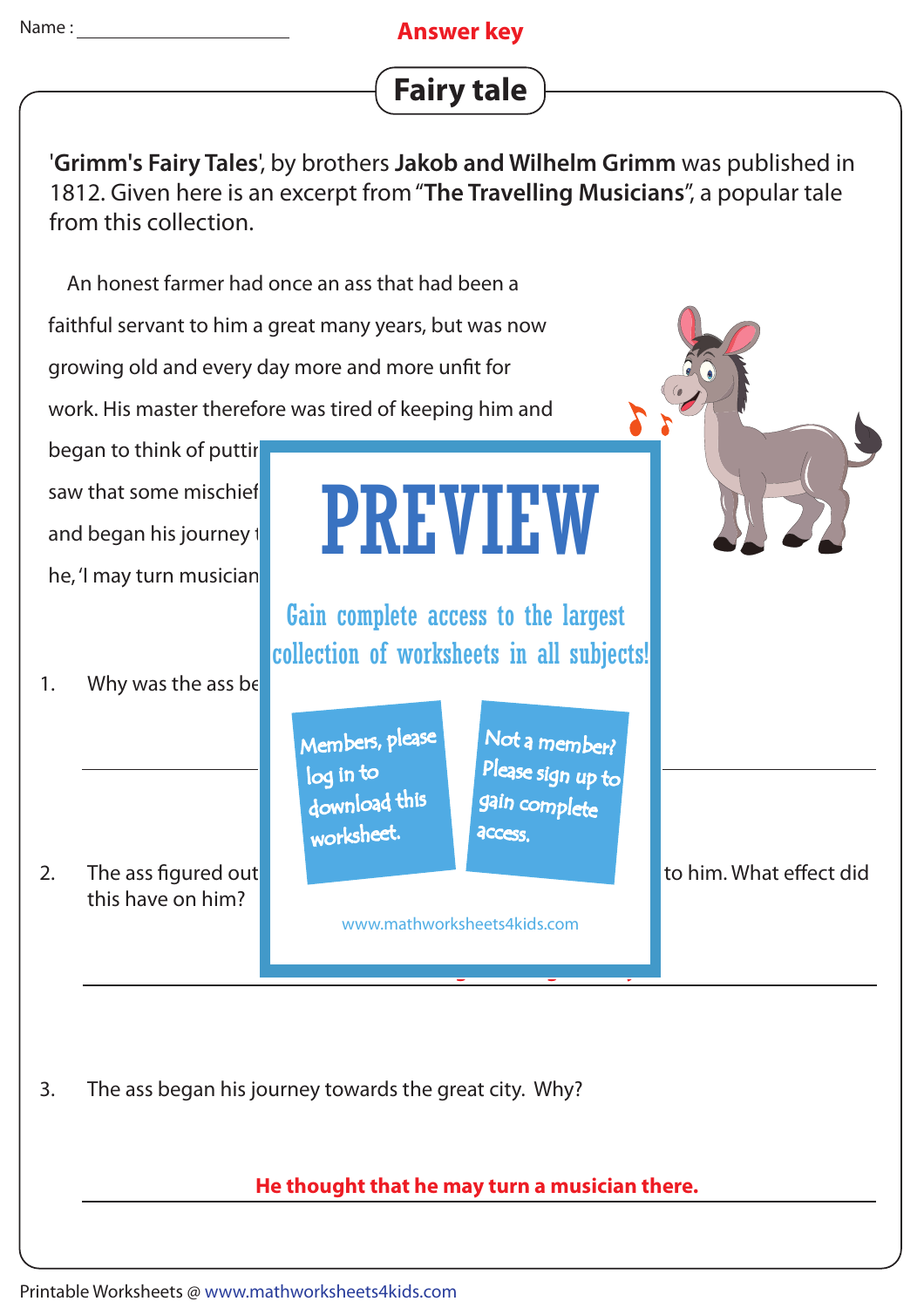Name :

**Answer key**

# Fairy tale

'**Grimm's Fairy Tales**', by brothers **Jakob and Wilhelm Grimm** was published in 1812. Given here is an excerpt from "**The Travelling Musicians**", a popular tale from this collection.

An honest farmer had once an ass that had been a faithful servant to him a great many years, but was now growing old and every day more and more unfit for work. His master therefore was tired of keeping him and began to think of puttir

saw that some mischief

and began his journey t

he, 'I may turn musician

PREVIEW

Gain complete access to the largest collection of worksheets in all subjects!

Members, please log in to download this worksheet.

Not a member? Please sign up to gain complete access.

www.mathworksheets4kids.com

1. Why was the ass be

2. The ass figured out ... to him. What effect did this have on him?

3. The ass began his journey towards the great city. Why?

**He thought that he may turn a musician there.**